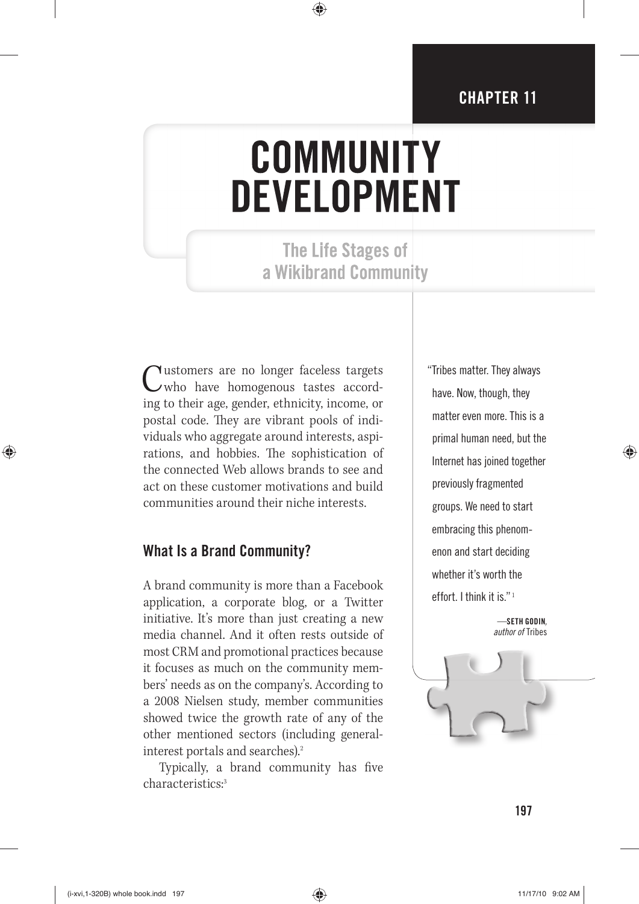CHAPTER 11

# COMMUNITY DEVELOPMENT

## The Life Stages of a Wikibrand Community

> "Tribes matter. They always have. Now, though, they matter even more. This is a primal human need, but the Internet has joined together previously fragmented groups. We need to start embracing this phenomenon and start deciding whether it's worth the effort. I think it is."[1]
>
> —**SETH GODIN**, *author of* Tribes

Customers are no longer faceless targets who have homogenous tastes according to their age, gender, ethnicity, income, or postal code. They are vibrant pools of individuals who aggregate around interests, aspirations, and hobbies. The sophistication of the connected Web allows brands to see and act on these customer motivations and build communities around their niche interests.

### What Is a Brand Community?

A brand community is more than a Facebook application, a corporate blog, or a Twitter initiative. It's more than just creating a new media channel. And it often rests outside of most CRM and promotional practices because it focuses as much on the community members' needs as on the company's. According to a 2008 Nielsen study, member communities showed twice the growth rate of any of the other mentioned sectors (including general-interest portals and searches).[2]

Typically, a brand community has five characteristics:[3]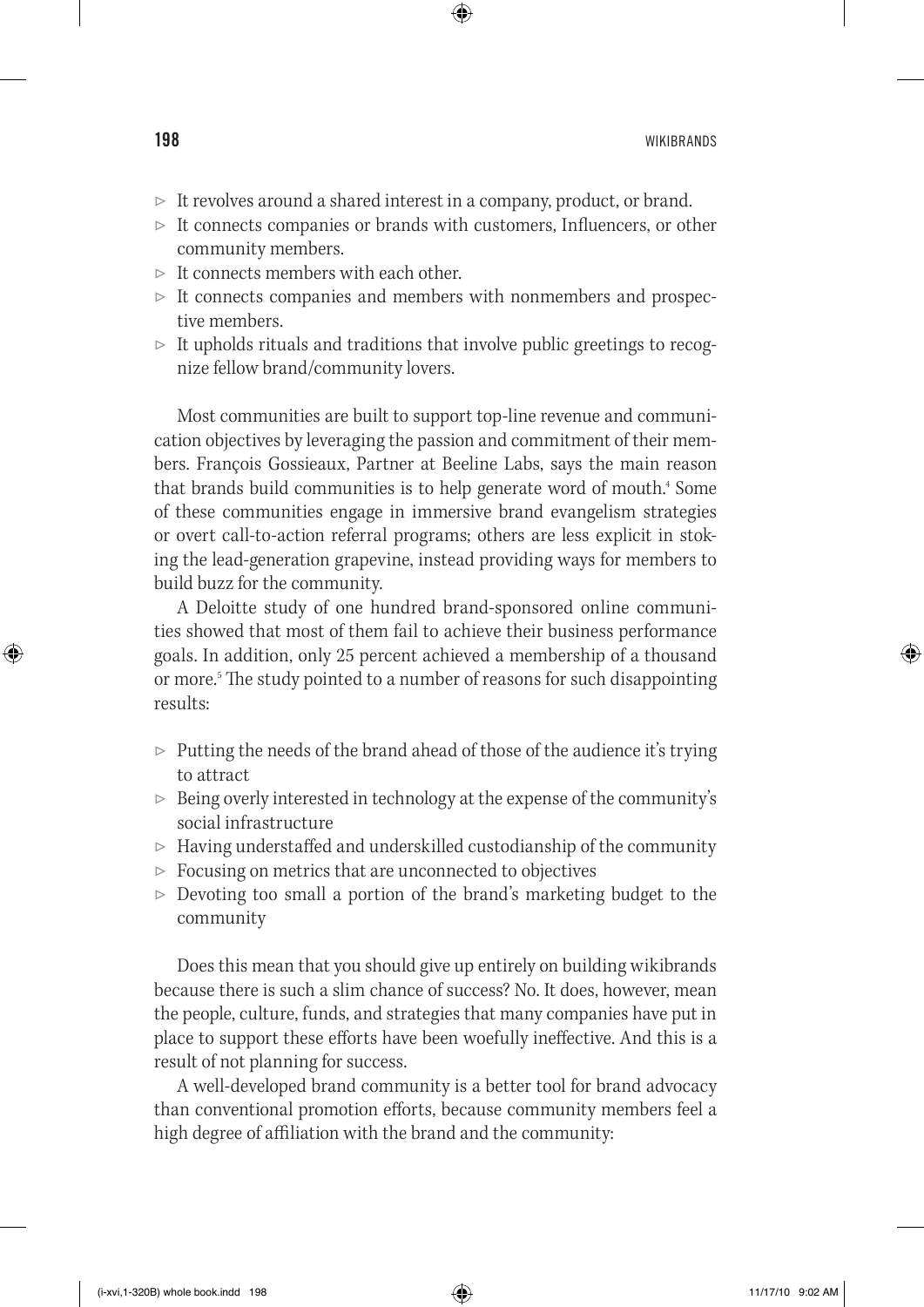- It revolves around a shared interest in a company, product, or brand.
- It connects companies or brands with customers, Influencers, or other community members.
- It connects members with each other.
- It connects companies and members with nonmembers and prospective members.
- It upholds rituals and traditions that involve public greetings to recognize fellow brand/community lovers.

Most communities are built to support top-line revenue and communication objectives by leveraging the passion and commitment of their members. François Gossieaux, Partner at Beeline Labs, says the main reason that brands build communities is to help generate word of mouth.[4] Some of these communities engage in immersive brand evangelism strategies or overt call-to-action referral programs; others are less explicit in stoking the lead-generation grapevine, instead providing ways for members to build buzz for the community.

A Deloitte study of one hundred brand-sponsored online communities showed that most of them fail to achieve their business performance goals. In addition, only 25 percent achieved a membership of a thousand or more.[5] The study pointed to a number of reasons for such disappointing results:

- Putting the needs of the brand ahead of those of the audience it's trying to attract
- Being overly interested in technology at the expense of the community's social infrastructure
- Having understaffed and underskilled custodianship of the community
- Focusing on metrics that are unconnected to objectives
- Devoting too small a portion of the brand's marketing budget to the community

Does this mean that you should give up entirely on building wikibrands because there is such a slim chance of success? No. It does, however, mean the people, culture, funds, and strategies that many companies have put in place to support these efforts have been woefully ineffective. And this is a result of not planning for success.

A well-developed brand community is a better tool for brand advocacy than conventional promotion efforts, because community members feel a high degree of affiliation with the brand and the community: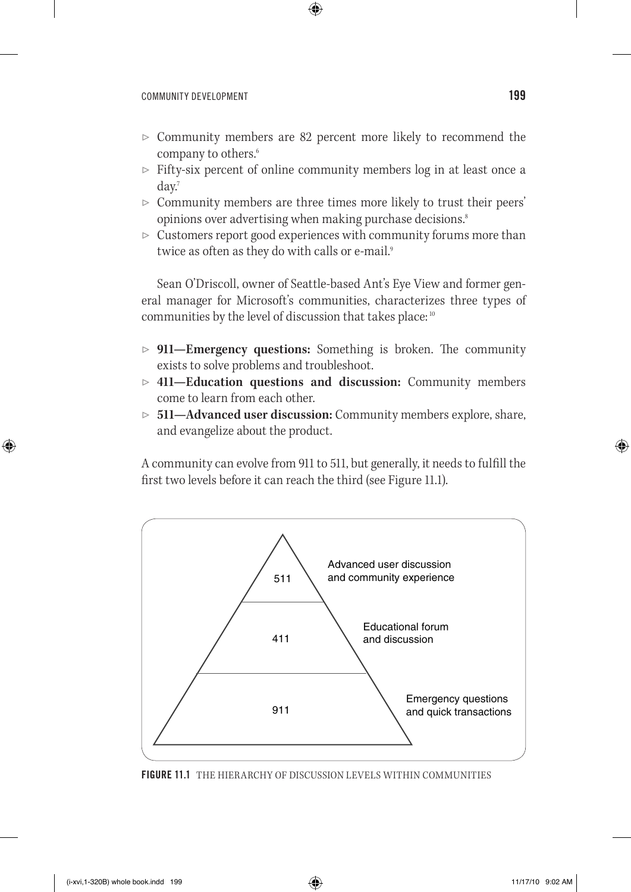- Community members are 82 percent more likely to recommend the company to others.[6]
- Fifty-six percent of online community members log in at least once a day.[7]
- Community members are three times more likely to trust their peers' opinions over advertising when making purchase decisions.[8]
- Customers report good experiences with community forums more than twice as often as they do with calls or e-mail.[9]

Sean O'Driscoll, owner of Seattle-based Ant's Eye View and former general manager for Microsoft's communities, characterizes three types of communities by the level of discussion that takes place:[10]

- **911—Emergency questions:** Something is broken. The community exists to solve problems and troubleshoot.
- **411—Education questions and discussion:** Community members come to learn from each other.
- **511—Advanced user discussion:** Community members explore, share, and evangelize about the product.

A community can evolve from 911 to 511, but generally, it needs to fulfill the first two levels before it can reach the third (see Figure 11.1).

| Level | Description |
| --- | --- |
| 511 | Advanced user discussion and community experience |
| 411 | Educational forum and discussion |
| 911 | Emergency questions and quick transactions |

**FIGURE 11.1** THE HIERARCHY OF DISCUSSION LEVELS WITHIN COMMUNITIES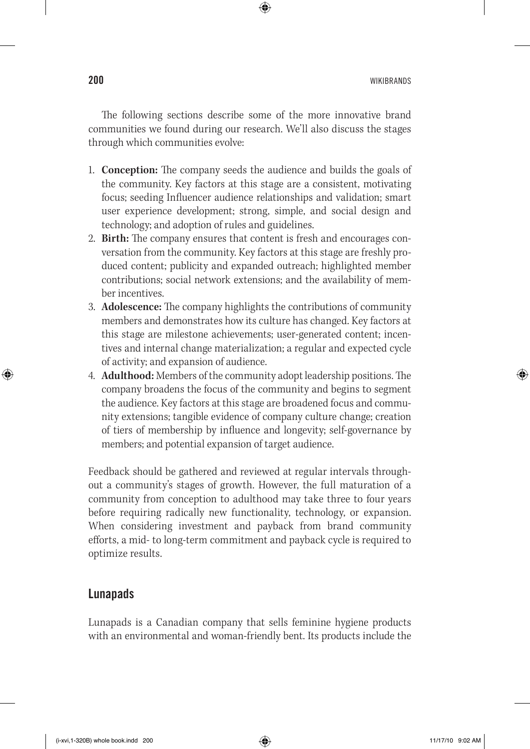The following sections describe some of the more innovative brand communities we found during our research. We'll also discuss the stages through which communities evolve:

1. **Conception:** The company seeds the audience and builds the goals of the community. Key factors at this stage are a consistent, motivating focus; seeding Influencer audience relationships and validation; smart user experience development; strong, simple, and social design and technology; and adoption of rules and guidelines.
2. **Birth:** The company ensures that content is fresh and encourages conversation from the community. Key factors at this stage are freshly produced content; publicity and expanded outreach; highlighted member contributions; social network extensions; and the availability of member incentives.
3. **Adolescence:** The company highlights the contributions of community members and demonstrates how its culture has changed. Key factors at this stage are milestone achievements; user-generated content; incentives and internal change materialization; a regular and expected cycle of activity; and expansion of audience.
4. **Adulthood:** Members of the community adopt leadership positions. The company broadens the focus of the community and begins to segment the audience. Key factors at this stage are broadened focus and community extensions; tangible evidence of company culture change; creation of tiers of membership by influence and longevity; self-governance by members; and potential expansion of target audience.

Feedback should be gathered and reviewed at regular intervals throughout a community's stages of growth. However, the full maturation of a community from conception to adulthood may take three to four years before requiring radically new functionality, technology, or expansion. When considering investment and payback from brand community efforts, a mid- to long-term commitment and payback cycle is required to optimize results.

## Lunapads

Lunapads is a Canadian company that sells feminine hygiene products with an environmental and woman-friendly bent. Its products include the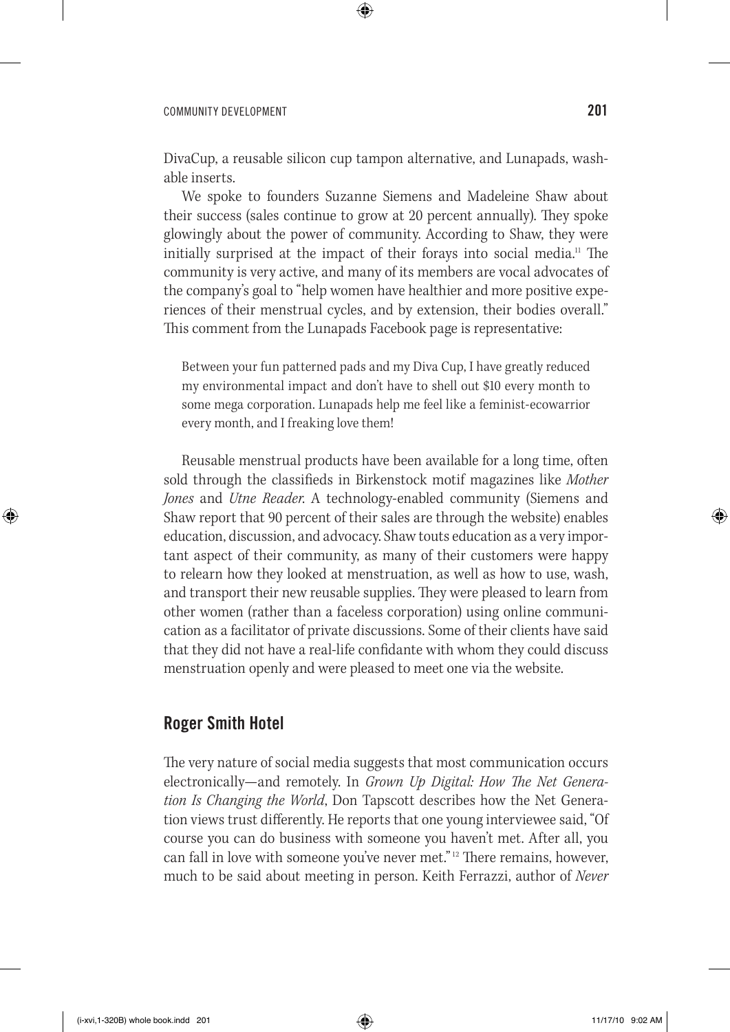DivaCup, a reusable silicon cup tampon alternative, and Lunapads, washable inserts.

We spoke to founders Suzanne Siemens and Madeleine Shaw about their success (sales continue to grow at 20 percent annually). They spoke glowingly about the power of community. According to Shaw, they were initially surprised at the impact of their forays into social media.[11] The community is very active, and many of its members are vocal advocates of the company's goal to "help women have healthier and more positive experiences of their menstrual cycles, and by extension, their bodies overall." This comment from the Lunapads Facebook page is representative:

> Between your fun patterned pads and my Diva Cup, I have greatly reduced my environmental impact and don't have to shell out $10 every month to some mega corporation. Lunapads help me feel like a feminist-ecowarrior every month, and I freaking love them!

Reusable menstrual products have been available for a long time, often sold through the classifieds in Birkenstock motif magazines like *Mother Jones* and *Utne Reader*. A technology-enabled community (Siemens and Shaw report that 90 percent of their sales are through the website) enables education, discussion, and advocacy. Shaw touts education as a very important aspect of their community, as many of their customers were happy to relearn how they looked at menstruation, as well as how to use, wash, and transport their new reusable supplies. They were pleased to learn from other women (rather than a faceless corporation) using online communication as a facilitator of private discussions. Some of their clients have said that they did not have a real-life confidante with whom they could discuss menstruation openly and were pleased to meet one via the website.

## Roger Smith Hotel

The very nature of social media suggests that most communication occurs electronically—and remotely. In *Grown Up Digital: How The Net Generation Is Changing the World*, Don Tapscott describes how the Net Generation views trust differently. He reports that one young interviewee said, "Of course you can do business with someone you haven't met. After all, you can fall in love with someone you've never met."[12] There remains, however, much to be said about meeting in person. Keith Ferrazzi, author of *Never*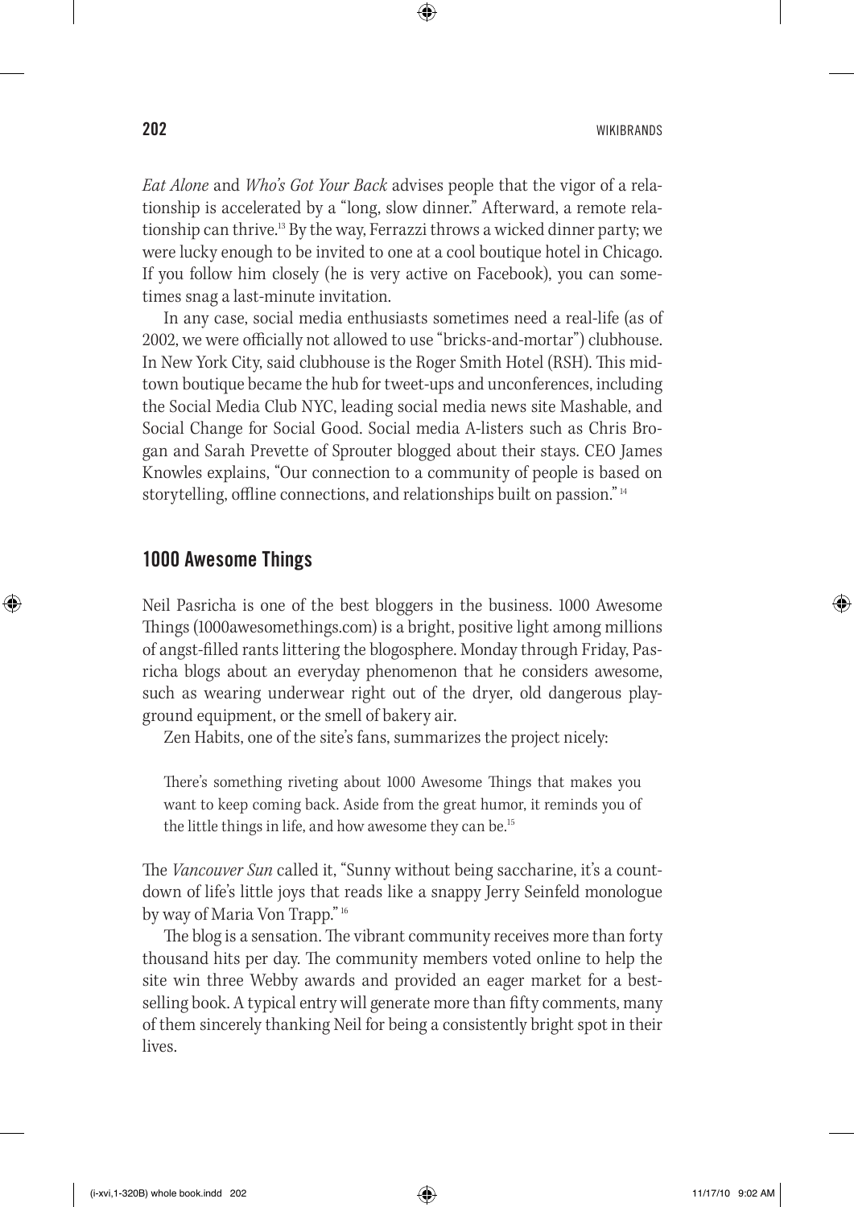*Eat Alone* and *Who's Got Your Back* advises people that the vigor of a relationship is accelerated by a "long, slow dinner." Afterward, a remote relationship can thrive.[13] By the way, Ferrazzi throws a wicked dinner party; we were lucky enough to be invited to one at a cool boutique hotel in Chicago. If you follow him closely (he is very active on Facebook), you can sometimes snag a last-minute invitation.

In any case, social media enthusiasts sometimes need a real-life (as of 2002, we were officially not allowed to use "bricks-and-mortar") clubhouse. In New York City, said clubhouse is the Roger Smith Hotel (RSH). This midtown boutique became the hub for tweet-ups and unconferences, including the Social Media Club NYC, leading social media news site Mashable, and Social Change for Social Good. Social media A-listers such as Chris Brogan and Sarah Prevette of Sprouter blogged about their stays. CEO James Knowles explains, "Our connection to a community of people is based on storytelling, offline connections, and relationships built on passion."[14]

## 1000 Awesome Things

Neil Pasricha is one of the best bloggers in the business. 1000 Awesome Things (1000awesomethings.com) is a bright, positive light among millions of angst-filled rants littering the blogosphere. Monday through Friday, Pasricha blogs about an everyday phenomenon that he considers awesome, such as wearing underwear right out of the dryer, old dangerous playground equipment, or the smell of bakery air.

Zen Habits, one of the site's fans, summarizes the project nicely:

> There's something riveting about 1000 Awesome Things that makes you want to keep coming back. Aside from the great humor, it reminds you of the little things in life, and how awesome they can be.[15]

The *Vancouver Sun* called it, "Sunny without being saccharine, it's a countdown of life's little joys that reads like a snappy Jerry Seinfeld monologue by way of Maria Von Trapp."[16]

The blog is a sensation. The vibrant community receives more than forty thousand hits per day. The community members voted online to help the site win three Webby awards and provided an eager market for a bestselling book. A typical entry will generate more than fifty comments, many of them sincerely thanking Neil for being a consistently bright spot in their lives.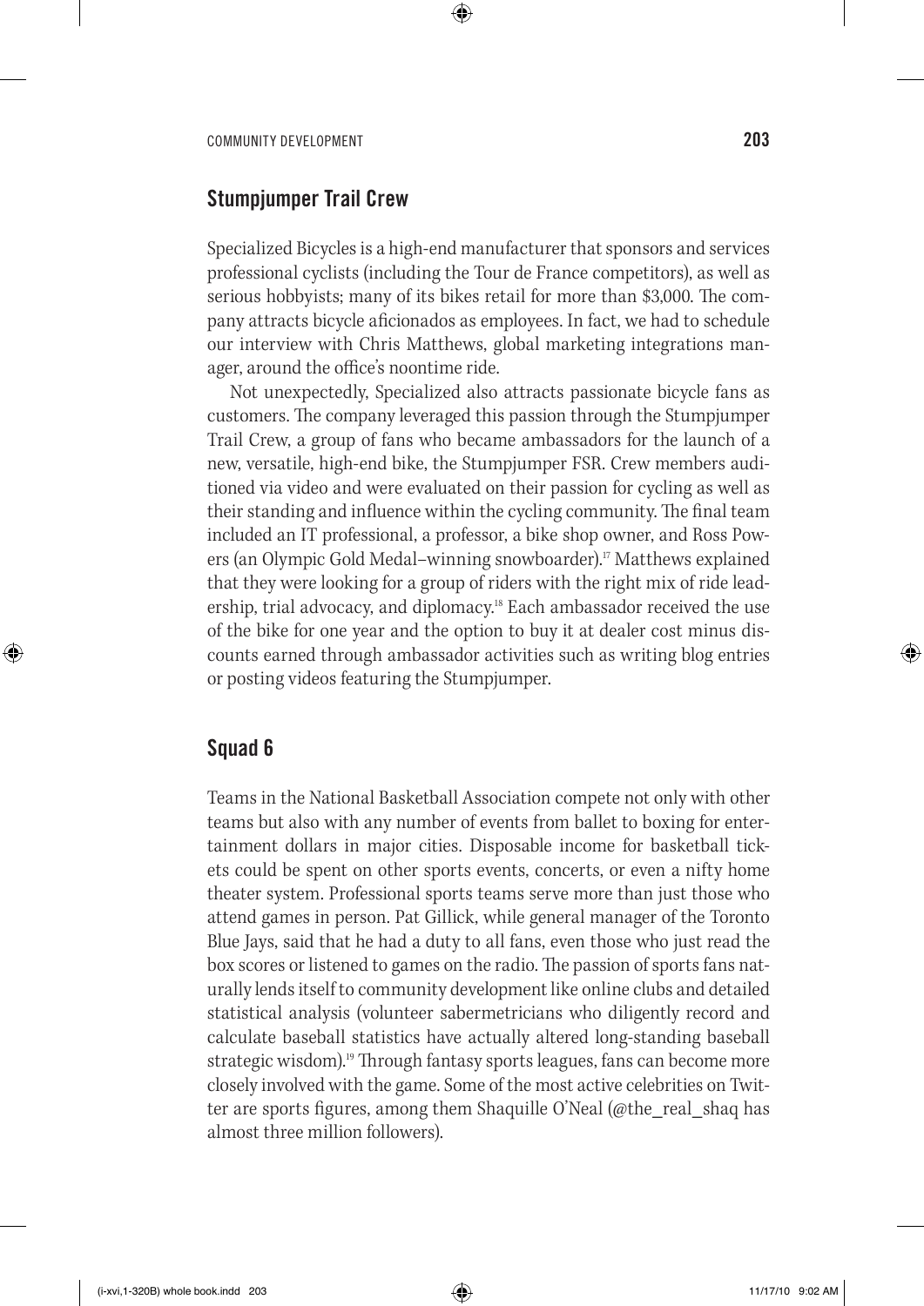## Stumpjumper Trail Crew

Specialized Bicycles is a high-end manufacturer that sponsors and services professional cyclists (including the Tour de France competitors), as well as serious hobbyists; many of its bikes retail for more than $3,000. The company attracts bicycle aficionados as employees. In fact, we had to schedule our interview with Chris Matthews, global marketing integrations manager, around the office's noontime ride.

Not unexpectedly, Specialized also attracts passionate bicycle fans as customers. The company leveraged this passion through the Stumpjumper Trail Crew, a group of fans who became ambassadors for the launch of a new, versatile, high-end bike, the Stumpjumper FSR. Crew members auditioned via video and were evaluated on their passion for cycling as well as their standing and influence within the cycling community. The final team included an IT professional, a professor, a bike shop owner, and Ross Powers (an Olympic Gold Medal–winning snowboarder).[17] Matthews explained that they were looking for a group of riders with the right mix of ride leadership, trial advocacy, and diplomacy.[18] Each ambassador received the use of the bike for one year and the option to buy it at dealer cost minus discounts earned through ambassador activities such as writing blog entries or posting videos featuring the Stumpjumper.

## Squad 6

Teams in the National Basketball Association compete not only with other teams but also with any number of events from ballet to boxing for entertainment dollars in major cities. Disposable income for basketball tickets could be spent on other sports events, concerts, or even a nifty home theater system. Professional sports teams serve more than just those who attend games in person. Pat Gillick, while general manager of the Toronto Blue Jays, said that he had a duty to all fans, even those who just read the box scores or listened to games on the radio. The passion of sports fans naturally lends itself to community development like online clubs and detailed statistical analysis (volunteer sabermetricians who diligently record and calculate baseball statistics have actually altered long-standing baseball strategic wisdom).[19] Through fantasy sports leagues, fans can become more closely involved with the game. Some of the most active celebrities on Twitter are sports figures, among them Shaquille O'Neal (@the_real_shaq has almost three million followers).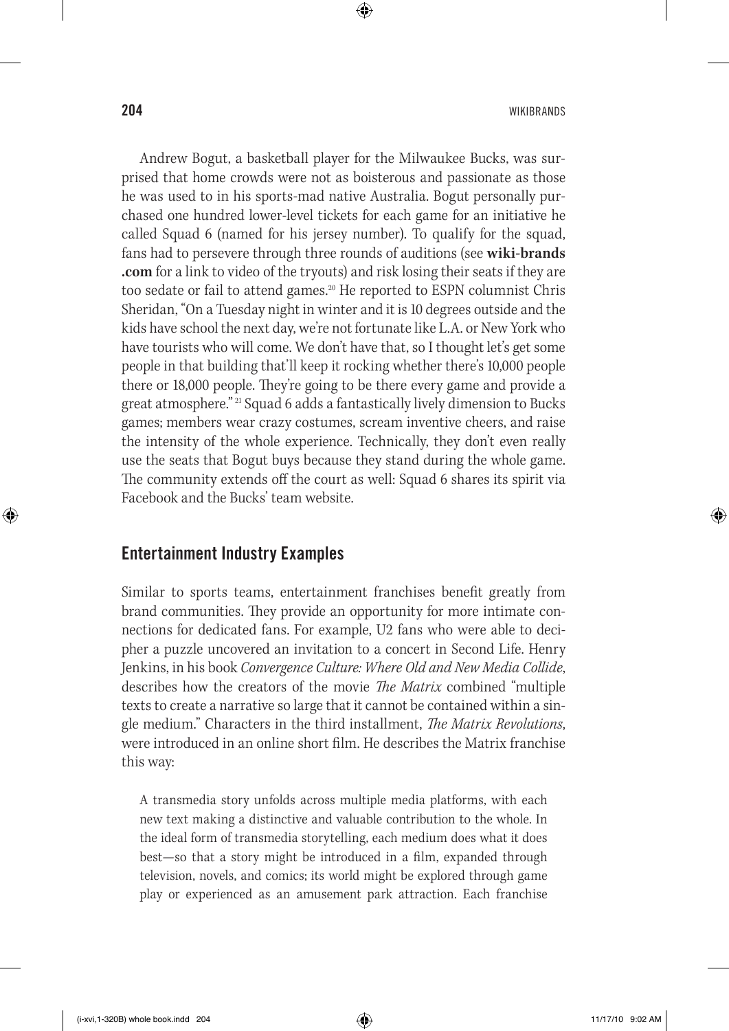Andrew Bogut, a basketball player for the Milwaukee Bucks, was surprised that home crowds were not as boisterous and passionate as those he was used to in his sports-mad native Australia. Bogut personally purchased one hundred lower-level tickets for each game for an initiative he called Squad 6 (named for his jersey number). To qualify for the squad, fans had to persevere through three rounds of auditions (see **wiki-brands.com** for a link to video of the tryouts) and risk losing their seats if they are too sedate or fail to attend games.[20] He reported to ESPN columnist Chris Sheridan, "On a Tuesday night in winter and it is 10 degrees outside and the kids have school the next day, we're not fortunate like L.A. or New York who have tourists who will come. We don't have that, so I thought let's get some people in that building that'll keep it rocking whether there's 10,000 people there or 18,000 people. They're going to be there every game and provide a great atmosphere."[21] Squad 6 adds a fantastically lively dimension to Bucks games; members wear crazy costumes, scream inventive cheers, and raise the intensity of the whole experience. Technically, they don't even really use the seats that Bogut buys because they stand during the whole game. The community extends off the court as well: Squad 6 shares its spirit via Facebook and the Bucks' team website.

## Entertainment Industry Examples

Similar to sports teams, entertainment franchises benefit greatly from brand communities. They provide an opportunity for more intimate connections for dedicated fans. For example, U2 fans who were able to decipher a puzzle uncovered an invitation to a concert in Second Life. Henry Jenkins, in his book *Convergence Culture: Where Old and New Media Collide*, describes how the creators of the movie *The Matrix* combined "multiple texts to create a narrative so large that it cannot be contained within a single medium." Characters in the third installment, *The Matrix Revolutions*, were introduced in an online short film. He describes the Matrix franchise this way:

> A transmedia story unfolds across multiple media platforms, with each new text making a distinctive and valuable contribution to the whole. In the ideal form of transmedia storytelling, each medium does what it does best—so that a story might be introduced in a film, expanded through television, novels, and comics; its world might be explored through game play or experienced as an amusement park attraction. Each franchise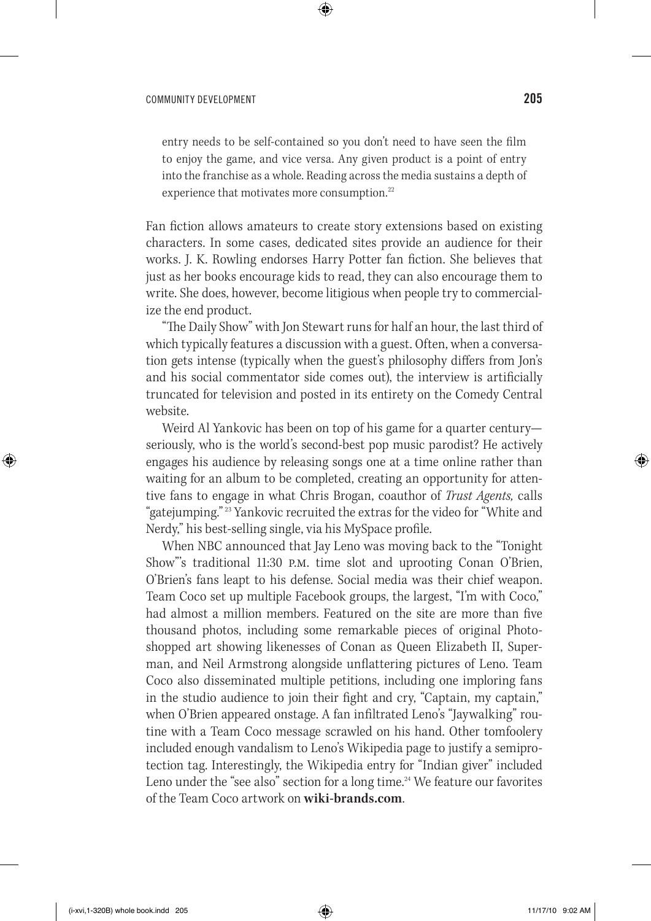> entry needs to be self-contained so you don't need to have seen the film to enjoy the game, and vice versa. Any given product is a point of entry into the franchise as a whole. Reading across the media sustains a depth of experience that motivates more consumption.[22]

Fan fiction allows amateurs to create story extensions based on existing characters. In some cases, dedicated sites provide an audience for their works. J. K. Rowling endorses Harry Potter fan fiction. She believes that just as her books encourage kids to read, they can also encourage them to write. She does, however, become litigious when people try to commercialize the end product.

"The Daily Show" with Jon Stewart runs for half an hour, the last third of which typically features a discussion with a guest. Often, when a conversation gets intense (typically when the guest's philosophy differs from Jon's and his social commentator side comes out), the interview is artificially truncated for television and posted in its entirety on the Comedy Central website.

Weird Al Yankovic has been on top of his game for a quarter century—seriously, who is the world's second-best pop music parodist? He actively engages his audience by releasing songs one at a time online rather than waiting for an album to be completed, creating an opportunity for attentive fans to engage in what Chris Brogan, coauthor of *Trust Agents,* calls "gatejumping."[23] Yankovic recruited the extras for the video for "White and Nerdy," his best-selling single, via his MySpace profile.

When NBC announced that Jay Leno was moving back to the "Tonight Show"'s traditional 11:30 P.M. time slot and uprooting Conan O'Brien, O'Brien's fans leapt to his defense. Social media was their chief weapon. Team Coco set up multiple Facebook groups, the largest, "I'm with Coco," had almost a million members. Featured on the site are more than five thousand photos, including some remarkable pieces of original Photoshopped art showing likenesses of Conan as Queen Elizabeth II, Superman, and Neil Armstrong alongside unflattering pictures of Leno. Team Coco also disseminated multiple petitions, including one imploring fans in the studio audience to join their fight and cry, "Captain, my captain," when O'Brien appeared onstage. A fan infiltrated Leno's "Jaywalking" routine with a Team Coco message scrawled on his hand. Other tomfoolery included enough vandalism to Leno's Wikipedia page to justify a semiprotection tag. Interestingly, the Wikipedia entry for "Indian giver" included Leno under the "see also" section for a long time.[24] We feature our favorites of the Team Coco artwork on **wiki-brands.com**.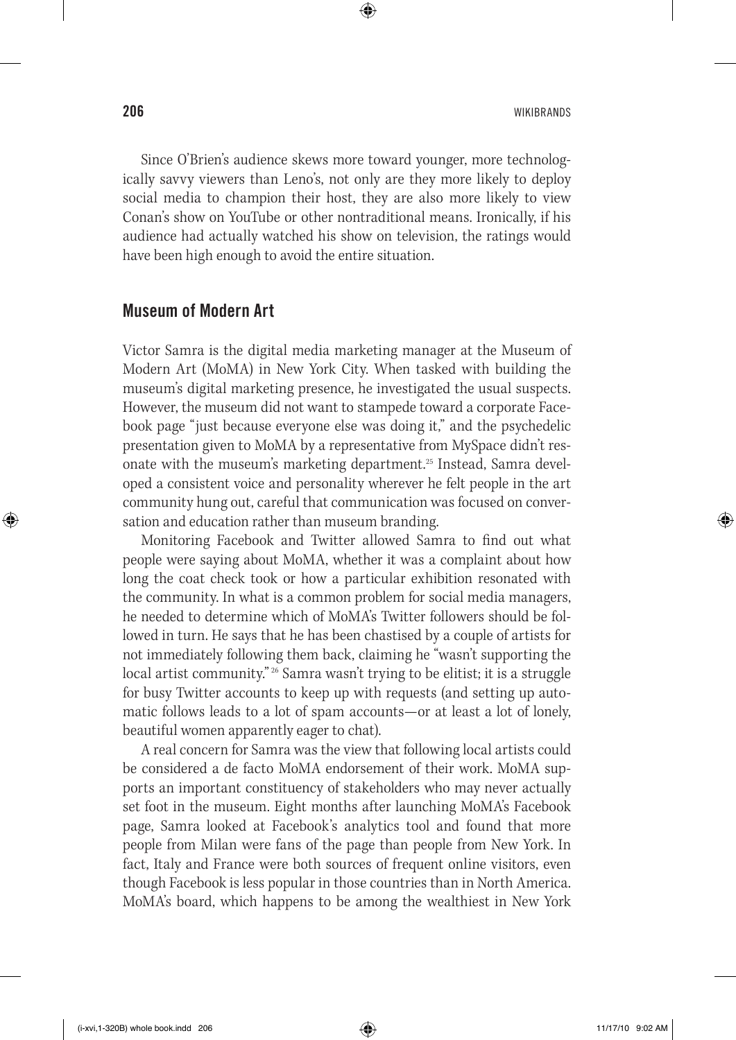Since O'Brien's audience skews more toward younger, more technologically savvy viewers than Leno's, not only are they more likely to deploy social media to champion their host, they are also more likely to view Conan's show on YouTube or other nontraditional means. Ironically, if his audience had actually watched his show on television, the ratings would have been high enough to avoid the entire situation.

## Museum of Modern Art

Victor Samra is the digital media marketing manager at the Museum of Modern Art (MoMA) in New York City. When tasked with building the museum's digital marketing presence, he investigated the usual suspects. However, the museum did not want to stampede toward a corporate Facebook page "just because everyone else was doing it," and the psychedelic presentation given to MoMA by a representative from MySpace didn't resonate with the museum's marketing department.[25] Instead, Samra developed a consistent voice and personality wherever he felt people in the art community hung out, careful that communication was focused on conversation and education rather than museum branding.

Monitoring Facebook and Twitter allowed Samra to find out what people were saying about MoMA, whether it was a complaint about how long the coat check took or how a particular exhibition resonated with the community. In what is a common problem for social media managers, he needed to determine which of MoMA's Twitter followers should be followed in turn. He says that he has been chastised by a couple of artists for not immediately following them back, claiming he "wasn't supporting the local artist community."[26] Samra wasn't trying to be elitist; it is a struggle for busy Twitter accounts to keep up with requests (and setting up automatic follows leads to a lot of spam accounts—or at least a lot of lonely, beautiful women apparently eager to chat).

A real concern for Samra was the view that following local artists could be considered a de facto MoMA endorsement of their work. MoMA supports an important constituency of stakeholders who may never actually set foot in the museum. Eight months after launching MoMA's Facebook page, Samra looked at Facebook's analytics tool and found that more people from Milan were fans of the page than people from New York. In fact, Italy and France were both sources of frequent online visitors, even though Facebook is less popular in those countries than in North America. MoMA's board, which happens to be among the wealthiest in New York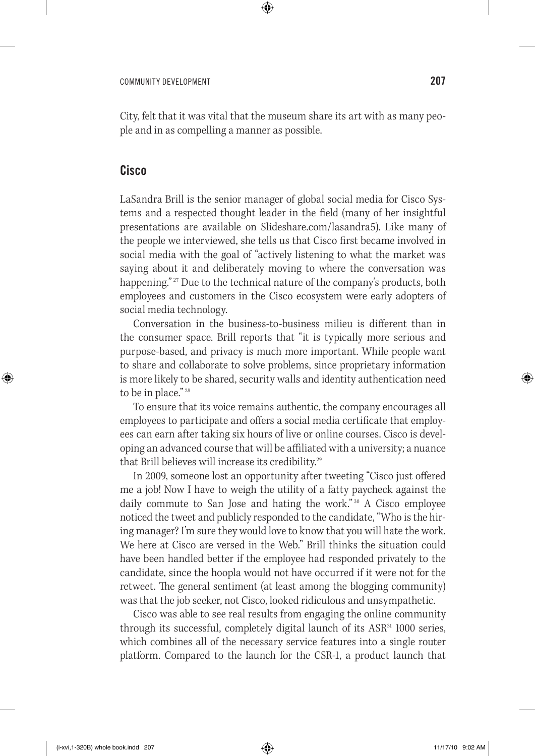City, felt that it was vital that the museum share its art with as many people and in as compelling a manner as possible.

## Cisco

LaSandra Brill is the senior manager of global social media for Cisco Systems and a respected thought leader in the field (many of her insightful presentations are available on Slideshare.com/lasandra5). Like many of the people we interviewed, she tells us that Cisco first became involved in social media with the goal of "actively listening to what the market was saying about it and deliberately moving to where the conversation was happening."[27] Due to the technical nature of the company's products, both employees and customers in the Cisco ecosystem were early adopters of social media technology.

Conversation in the business-to-business milieu is different than in the consumer space. Brill reports that "it is typically more serious and purpose-based, and privacy is much more important. While people want to share and collaborate to solve problems, since proprietary information is more likely to be shared, security walls and identity authentication need to be in place."[28]

To ensure that its voice remains authentic, the company encourages all employees to participate and offers a social media certificate that employees can earn after taking six hours of live or online courses. Cisco is developing an advanced course that will be affiliated with a university; a nuance that Brill believes will increase its credibility.[29]

In 2009, someone lost an opportunity after tweeting "Cisco just offered me a job! Now I have to weigh the utility of a fatty paycheck against the daily commute to San Jose and hating the work."[30] A Cisco employee noticed the tweet and publicly responded to the candidate, "Who is the hiring manager? I'm sure they would love to know that you will hate the work. We here at Cisco are versed in the Web." Brill thinks the situation could have been handled better if the employee had responded privately to the candidate, since the hoopla would not have occurred if it were not for the retweet. The general sentiment (at least among the blogging community) was that the job seeker, not Cisco, looked ridiculous and unsympathetic.

Cisco was able to see real results from engaging the online community through its successful, completely digital launch of its ASR[31] 1000 series, which combines all of the necessary service features into a single router platform. Compared to the launch for the CSR-1, a product launch that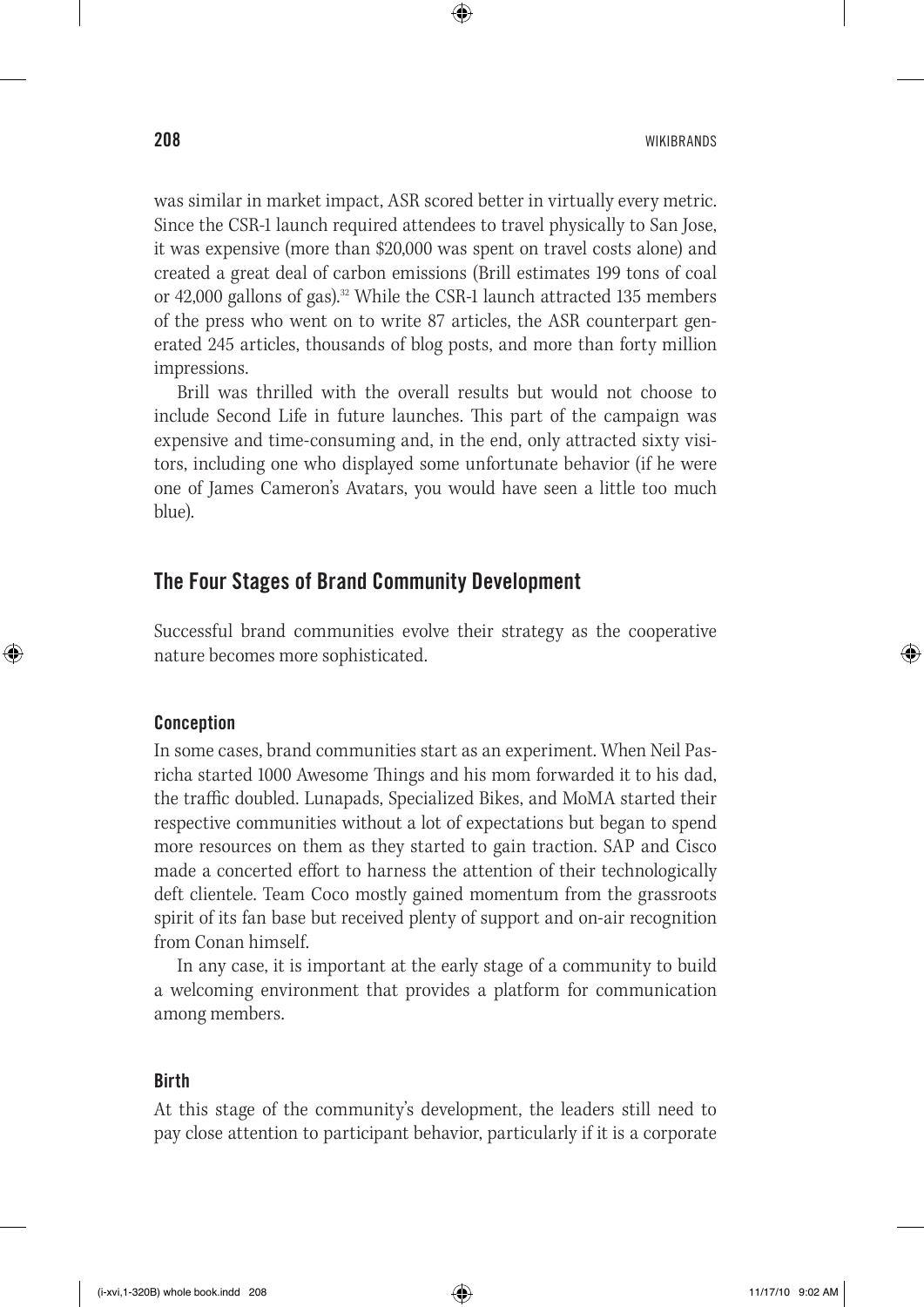was similar in market impact, ASR scored better in virtually every metric. Since the CSR-1 launch required attendees to travel physically to San Jose, it was expensive (more than $20,000 was spent on travel costs alone) and created a great deal of carbon emissions (Brill estimates 199 tons of coal or 42,000 gallons of gas).[32] While the CSR-1 launch attracted 135 members of the press who went on to write 87 articles, the ASR counterpart generated 245 articles, thousands of blog posts, and more than forty million impressions.

Brill was thrilled with the overall results but would not choose to include Second Life in future launches. This part of the campaign was expensive and time-consuming and, in the end, only attracted sixty visitors, including one who displayed some unfortunate behavior (if he were one of James Cameron's Avatars, you would have seen a little too much blue).

## The Four Stages of Brand Community Development

Successful brand communities evolve their strategy as the cooperative nature becomes more sophisticated.

### Conception

In some cases, brand communities start as an experiment. When Neil Pasricha started 1000 Awesome Things and his mom forwarded it to his dad, the traffic doubled. Lunapads, Specialized Bikes, and MoMA started their respective communities without a lot of expectations but began to spend more resources on them as they started to gain traction. SAP and Cisco made a concerted effort to harness the attention of their technologically deft clientele. Team Coco mostly gained momentum from the grassroots spirit of its fan base but received plenty of support and on-air recognition from Conan himself.

In any case, it is important at the early stage of a community to build a welcoming environment that provides a platform for communication among members.

### Birth

At this stage of the community's development, the leaders still need to pay close attention to participant behavior, particularly if it is a corporate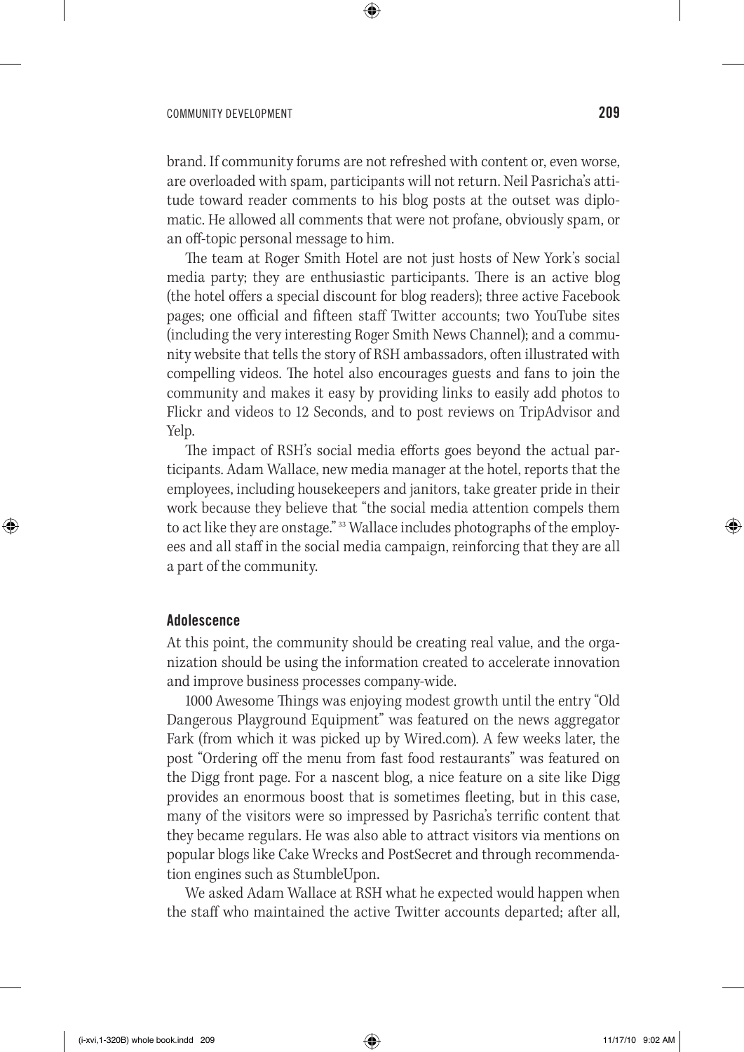brand. If community forums are not refreshed with content or, even worse, are overloaded with spam, participants will not return. Neil Pasricha's attitude toward reader comments to his blog posts at the outset was diplomatic. He allowed all comments that were not profane, obviously spam, or an off-topic personal message to him.

The team at Roger Smith Hotel are not just hosts of New York's social media party; they are enthusiastic participants. There is an active blog (the hotel offers a special discount for blog readers); three active Facebook pages; one official and fifteen staff Twitter accounts; two YouTube sites (including the very interesting Roger Smith News Channel); and a community website that tells the story of RSH ambassadors, often illustrated with compelling videos. The hotel also encourages guests and fans to join the community and makes it easy by providing links to easily add photos to Flickr and videos to 12 Seconds, and to post reviews on TripAdvisor and Yelp.

The impact of RSH's social media efforts goes beyond the actual participants. Adam Wallace, new media manager at the hotel, reports that the employees, including housekeepers and janitors, take greater pride in their work because they believe that "the social media attention compels them to act like they are onstage."[33] Wallace includes photographs of the employees and all staff in the social media campaign, reinforcing that they are all a part of the community.

### Adolescence

At this point, the community should be creating real value, and the organization should be using the information created to accelerate innovation and improve business processes company-wide.

1000 Awesome Things was enjoying modest growth until the entry "Old Dangerous Playground Equipment" was featured on the news aggregator Fark (from which it was picked up by Wired.com). A few weeks later, the post "Ordering off the menu from fast food restaurants" was featured on the Digg front page. For a nascent blog, a nice feature on a site like Digg provides an enormous boost that is sometimes fleeting, but in this case, many of the visitors were so impressed by Pasricha's terrific content that they became regulars. He was also able to attract visitors via mentions on popular blogs like Cake Wrecks and PostSecret and through recommendation engines such as StumbleUpon.

We asked Adam Wallace at RSH what he expected would happen when the staff who maintained the active Twitter accounts departed; after all,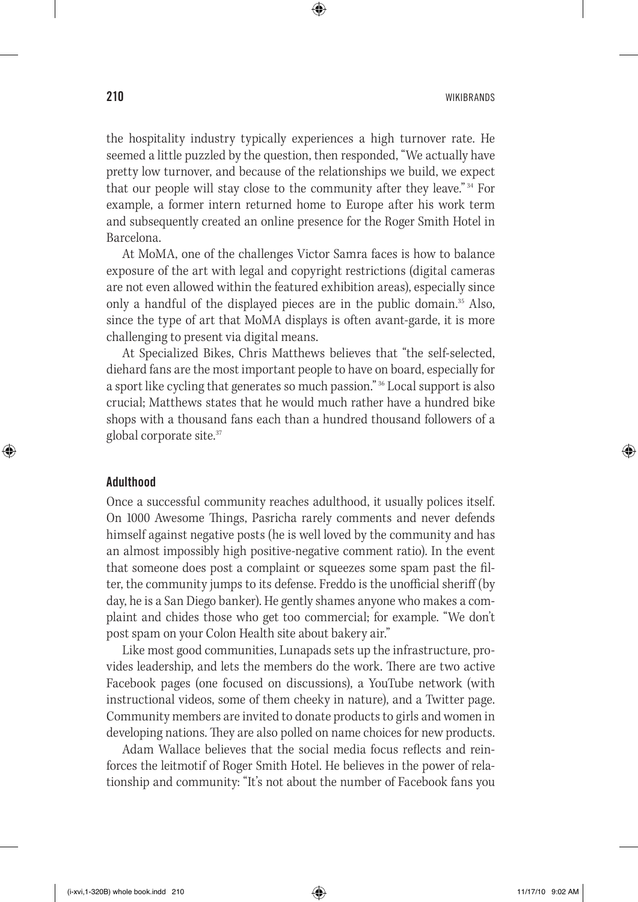the hospitality industry typically experiences a high turnover rate. He seemed a little puzzled by the question, then responded, "We actually have pretty low turnover, and because of the relationships we build, we expect that our people will stay close to the community after they leave."[34] For example, a former intern returned home to Europe after his work term and subsequently created an online presence for the Roger Smith Hotel in Barcelona.

At MoMA, one of the challenges Victor Samra faces is how to balance exposure of the art with legal and copyright restrictions (digital cameras are not even allowed within the featured exhibition areas), especially since only a handful of the displayed pieces are in the public domain.[35] Also, since the type of art that MoMA displays is often avant-garde, it is more challenging to present via digital means.

At Specialized Bikes, Chris Matthews believes that "the self-selected, diehard fans are the most important people to have on board, especially for a sport like cycling that generates so much passion."[36] Local support is also crucial; Matthews states that he would much rather have a hundred bike shops with a thousand fans each than a hundred thousand followers of a global corporate site.[37]

### Adulthood

Once a successful community reaches adulthood, it usually polices itself. On 1000 Awesome Things, Pasricha rarely comments and never defends himself against negative posts (he is well loved by the community and has an almost impossibly high positive-negative comment ratio). In the event that someone does post a complaint or squeezes some spam past the filter, the community jumps to its defense. Freddo is the unofficial sheriff (by day, he is a San Diego banker). He gently shames anyone who makes a complaint and chides those who get too commercial; for example. "We don't post spam on your Colon Health site about bakery air."

Like most good communities, Lunapads sets up the infrastructure, provides leadership, and lets the members do the work. There are two active Facebook pages (one focused on discussions), a YouTube network (with instructional videos, some of them cheeky in nature), and a Twitter page. Community members are invited to donate products to girls and women in developing nations. They are also polled on name choices for new products.

Adam Wallace believes that the social media focus reflects and reinforces the leitmotif of Roger Smith Hotel. He believes in the power of relationship and community: "It's not about the number of Facebook fans you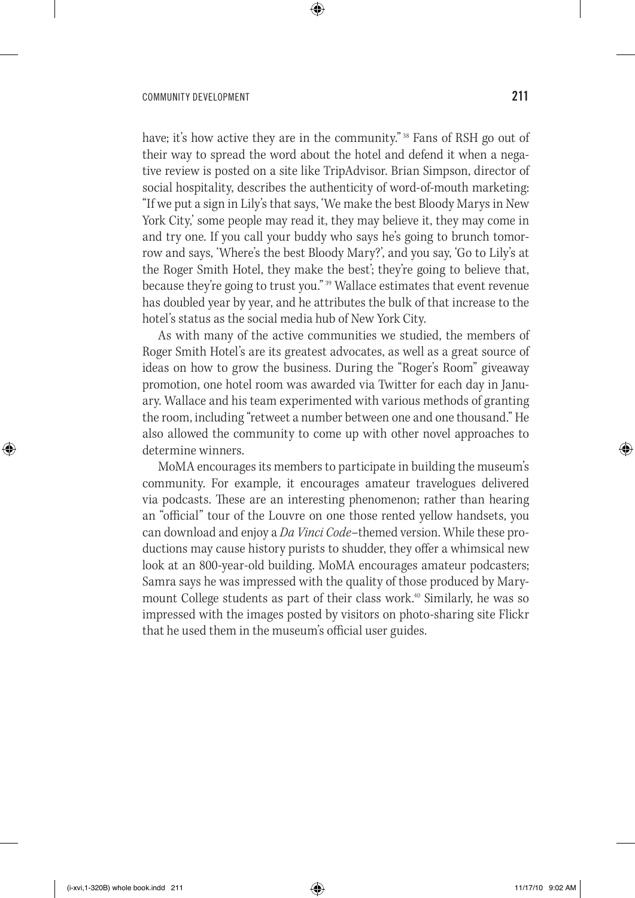have; it's how active they are in the community."[38] Fans of RSH go out of their way to spread the word about the hotel and defend it when a negative review is posted on a site like TripAdvisor. Brian Simpson, director of social hospitality, describes the authenticity of word-of-mouth marketing: "If we put a sign in Lily's that says, 'We make the best Bloody Marys in New York City,' some people may read it, they may believe it, they may come in and try one. If you call your buddy who says he's going to brunch tomorrow and says, 'Where's the best Bloody Mary?', and you say, 'Go to Lily's at the Roger Smith Hotel, they make the best'; they're going to believe that, because they're going to trust you."[39] Wallace estimates that event revenue has doubled year by year, and he attributes the bulk of that increase to the hotel's status as the social media hub of New York City.

As with many of the active communities we studied, the members of Roger Smith Hotel's are its greatest advocates, as well as a great source of ideas on how to grow the business. During the "Roger's Room" giveaway promotion, one hotel room was awarded via Twitter for each day in January. Wallace and his team experimented with various methods of granting the room, including "retweet a number between one and one thousand." He also allowed the community to come up with other novel approaches to determine winners.

MoMA encourages its members to participate in building the museum's community. For example, it encourages amateur travelogues delivered via podcasts. These are an interesting phenomenon; rather than hearing an "official" tour of the Louvre on one those rented yellow handsets, you can download and enjoy a *Da Vinci Code*–themed version. While these productions may cause history purists to shudder, they offer a whimsical new look at an 800-year-old building. MoMA encourages amateur podcasters; Samra says he was impressed with the quality of those produced by Marymount College students as part of their class work.[40] Similarly, he was so impressed with the images posted by visitors on photo-sharing site Flickr that he used them in the museum's official user guides.